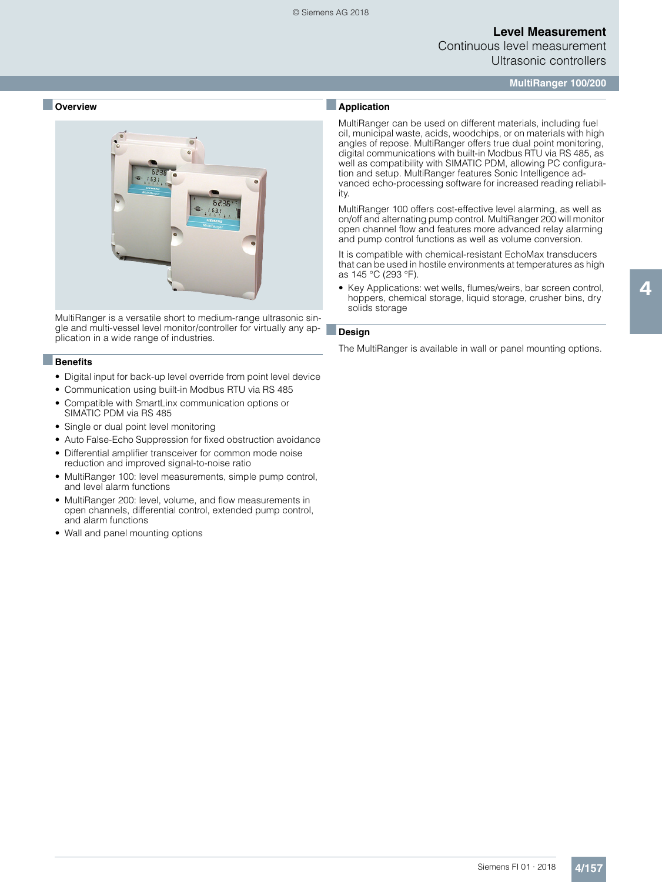# Level Measurement

## Continuous level measurement

## Ultrasonic controllers

### MultiRanger 100/200

#### Overview

MultiRanger is a versatile short to medium-range ultrasonic single and multi-vessel level monitor/controller for virtually any application in a wide range of industries.

#### Benefits

- Digital input for back-up level override from point level device
- Communication using built-in Modbus RTU via RS 485
- Compatible with SmartLinx communication options or SIMATIC PDM via RS 485
- Single or dual point level monitoring
- Auto False-Echo Suppression for fixed obstruction avoidance
- Differential amplifier transceiver for common mode noise reduction and improved signal-to-noise ratio
- MultiRanger 100: level measurements, simple pump control, and level alarm functions
- MultiRanger 200: level, volume, and flow measurements in open channels, differential control, extended pump control, and alarm functions
- Wall and panel mounting options

#### Application

MultiRanger can be used on different materials, including fuel oil, municipal waste, acids, woodchips, or on materials with high angles of repose. MultiRanger offers true dual point monitoring, digital communications with built-in Modbus RTU via RS 485, as well as compatibility with SIMATIC PDM, allowing PC configuration and setup. MultiRanger features Sonic Intelligence advanced echo-processing software for increased reading reliability.

MultiRanger 100 offers cost-effective level alarming, as well as on/off and alternating pump control. MultiRanger 200 will monitor open channel flow and features more advanced relay alarming and pump control functions as well as volume conversion.

It is compatible with chemical-resistant EchoMax transducers that can be used in hostile environments at temperatures as high as 145 °C (293 °F).

- Key Applications: wet wells, flumes/weirs, bar screen control, hoppers, chemical storage, liquid storage, crusher bins, dry solids storage

#### Design

The MultiRanger is available in wall or panel mounting options.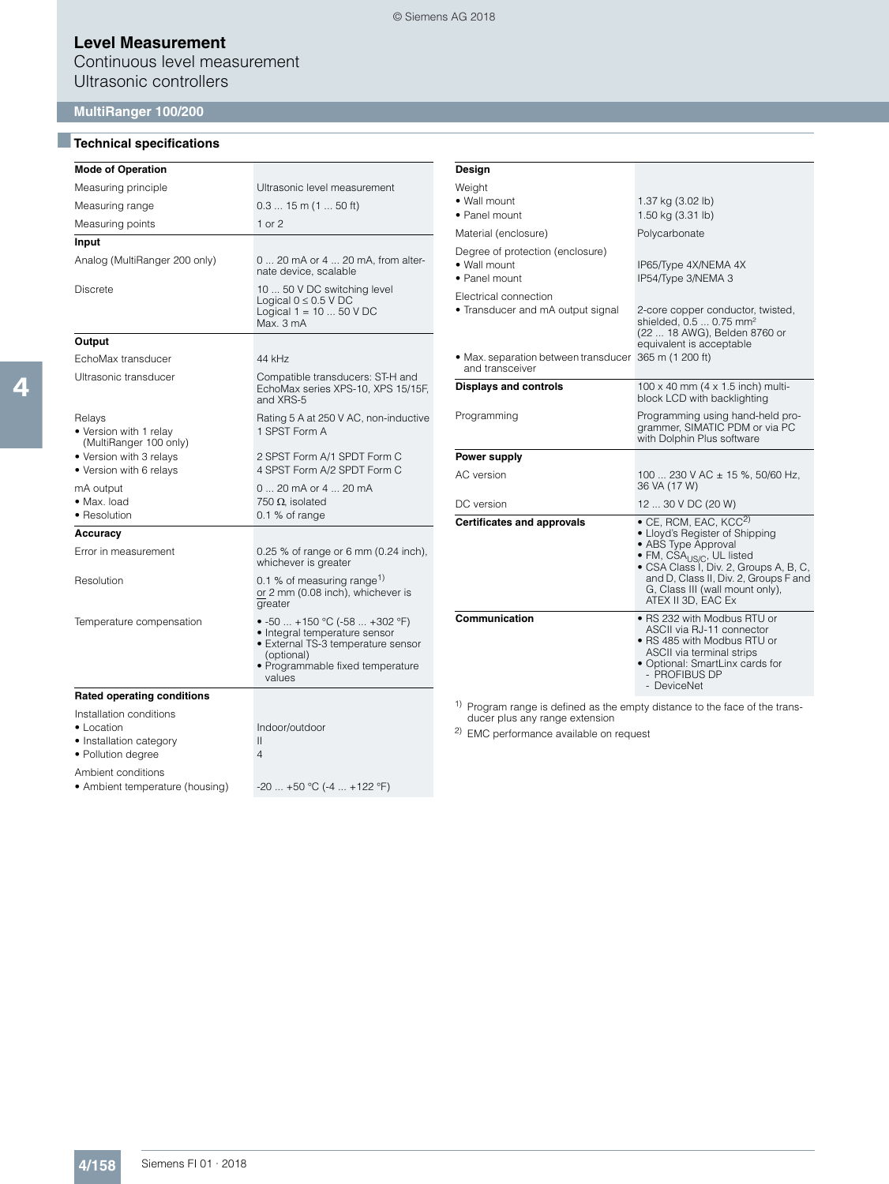# Level Measurement

Continuous level measurement

Ultrasonic controllers

## MultiRanger 100/200

### Technical specifications

| Mode of Operation | |
|---|---|
| Measuring principle | Ultrasonic level measurement |
| Measuring range | 0.3 ... 15 m (1 ... 50 ft) |
| Measuring points | 1 or 2 |
| **Input** | |
| Analog (MultiRanger 200 only) | 0 ... 20 mA or 4 ... 20 mA, from alternate device, scalable |
| Discrete | 10 ... 50 V DC switching level<br>Logical 0 ≤ 0.5 V DC<br>Logical 1 = 10 ... 50 V DC<br>Max. 3 mA |
| **Output** | |
| EchoMax transducer | 44 kHz |
| Ultrasonic transducer | Compatible transducers: ST-H and EchoMax series XPS-10, XPS 15/15F, and XRS-5 |
| Relays | Rating 5 A at 250 V AC, non-inductive |
| • Version with 1 relay (MultiRanger 100 only) | 1 SPST Form A |
| • Version with 3 relays | 2 SPST Form A/1 SPDT Form C |
| • Version with 6 relays | 4 SPST Form A/2 SPDT Form C |
| mA output | 0 ... 20 mA or 4 ... 20 mA |
| • Max. load | 750 Ω, isolated |
| • Resolution | 0.1 % of range |
| **Accuracy** | |
| Error in measurement | 0.25 % of range or 6 mm (0.24 inch), whichever is greater |
| Resolution | 0.1 % of measuring range[1] or 2 mm (0.08 inch), whichever is greater |
| Temperature compensation | • -50 ... +150 °C (-58 ... +302 °F)<br>• Integral temperature sensor<br>• External TS-3 temperature sensor (optional)<br>• Programmable fixed temperature values |
| **Rated operating conditions** | |
| Installation conditions | |
| • Location | Indoor/outdoor |
| • Installation category | II |
| • Pollution degree | 4 |
| Ambient conditions | |
| • Ambient temperature (housing) | -20 ... +50 °C (-4 ... +122 °F) |

| Design | |
|---|---|
| Weight | |
| • Wall mount | 1.37 kg (3.02 lb) |
| • Panel mount | 1.50 kg (3.31 lb) |
| Material (enclosure) | Polycarbonate |
| Degree of protection (enclosure) | |
| • Wall mount | IP65/Type 4X/NEMA 4X |
| • Panel mount | IP54/Type 3/NEMA 3 |
| Electrical connection | |
| • Transducer and mA output signal | 2-core copper conductor, twisted, shielded, 0.5 ... 0.75 mm² (22 ... 18 AWG), Belden 8760 or equivalent is acceptable |
| • Max. separation between transducer and transceiver | 365 m (1 200 ft) |
| **Displays and controls** | 100 x 40 mm (4 x 1.5 inch) multi-block LCD with backlighting |
| Programming | Programming using hand-held programmer, SIMATIC PDM or via PC with Dolphin Plus software |
| **Power supply** | |
| AC version | 100 ... 230 V AC ± 15 %, 50/60 Hz, 36 VA (17 W) |
| DC version | 12 ... 30 V DC (20 W) |
| **Certificates and approvals** | • CE, RCM, EAC, KCC[2]<br>• Lloyd's Register of Shipping<br>• ABS Type Approval<br>• FM, $CSA_{US/C}$, UL listed<br>• CSA Class I, Div. 2, Groups A, B, C, and D, Class II, Div. 2, Groups F and G, Class III (wall mount only), ATEX II 3D, EAC Ex |
| **Communication** | • RS 232 with Modbus RTU or ASCII via RJ-11 connector<br>• RS 485 with Modbus RTU or ASCII via terminal strips<br>• Optional: SmartLinx cards for<br>- PROFIBUS DP<br>- DeviceNet |

[1] Program range is defined as the empty distance to the face of the transducer plus any range extension

[2] EMC performance available on request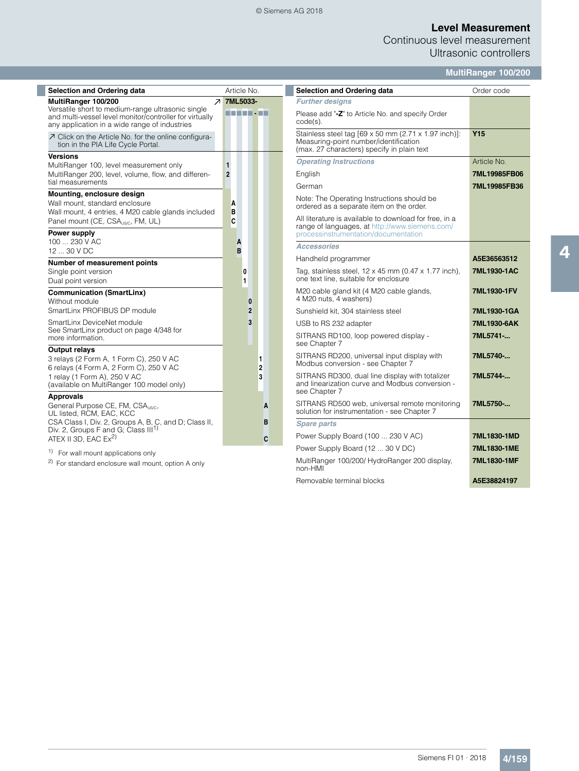# Level Measurement

## Continuous level measurement

### Ultrasonic controllers

#### MultiRanger 100/200

| Selection and Ordering data | Article No. |
|---|---|
| **MultiRanger 100/200** ↗ | **7ML5033-** |
| Versatile short to medium-range ultrasonic single and multi-vessel level monitor/controller for virtually any application in a wide range of industries | ■■■■■ - ■■ |
| ↗ Click on the Article No. for the online configuration in the PIA Life Cycle Portal. | |
| **Versions** | |
| MultiRanger 100, level measurement only | 1 |
| MultiRanger 200, level, volume, flow, and differential measurements | 2 |
| **Mounting, enclosure design** | |
| Wall mount, standard enclosure | A |
| Wall mount, 4 entries, 4 M20 cable glands included | B |
| Panel mount (CE, $CSA_{US/C}$, FM, UL) | C |
| **Power supply** | |
| 100 ... 230 V AC | A |
| 12 ... 30 V DC | B |
| **Number of measurement points** | |
| Single point version | 0 |
| Dual point version | 1 |
| **Communication (SmartLinx)** | |
| Without module | 0 |
| SmartLinx PROFIBUS DP module | 2 |
| SmartLinx DeviceNet module<br>See SmartLinx product on page 4/348 for more information. | 3 |
| **Output relays** | |
| 3 relays (2 Form A, 1 Form C), 250 V AC | 1 |
| 6 relays (4 Form A, 2 Form C), 250 V AC | 2 |
| 1 relay (1 Form A), 250 V AC<br>(available on MultiRanger 100 model only) | 3 |
| **Approvals** | |
| General Purpose CE, FM, $CSA_{US/C}$, UL listed, RCM, EAC, KCC | A |
| CSA Class I, Div. 2, Groups A, B, C, and D; Class II, Div. 2, Groups F and G; Class III[1] | B |
| ATEX II 3D, EAC Ex[2] | C |

[1] For wall mount applications only

[2] For standard enclosure wall mount, option A only

| Selection and Ordering data | Order code |
|---|---|
| *Further designs* | |
| Please add "**-Z**" to Article No. and specify Order code(s). | |
| Stainless steel tag [69 x 50 mm (2.71 x 1.97 inch)]: Measuring-point number/identification (max. 27 characters) specify in plain text | **Y15** |
| *Operating Instructions* | Article No. |
| English | **7ML19985FB06** |
| German | **7ML19985FB36** |
| Note: The Operating Instructions should be ordered as a separate item on the order. | |
| All literature is available to download for free, in a range of languages, at http://www.siemens.com/processinstrumentation/documentation | |
| *Accessories* | |
| Handheld programmer | **A5E36563512** |
| Tag, stainless steel, 12 x 45 mm (0.47 x 1.77 inch), one text line, suitable for enclosure | **7ML1930-1AC** |
| M20 cable gland kit (4 M20 cable glands, 4 M20 nuts, 4 washers) | **7ML1930-1FV** |
| Sunshield kit, 304 stainless steel | **7ML1930-1GA** |
| USB to RS 232 adapter | **7ML1930-6AK** |
| SITRANS RD100, loop powered display - see Chapter 7 | **7ML5741-...** |
| SITRANS RD200, universal input display with Modbus conversion - see Chapter 7 | **7ML5740-...** |
| SITRANS RD300, dual line display with totalizer and linearization curve and Modbus conversion - see Chapter 7 | **7ML5744-...** |
| SITRANS RD500 web, universal remote monitoring solution for instrumentation - see Chapter 7 | **7ML5750-...** |
| *Spare parts* | |
| Power Supply Board (100 ... 230 V AC) | **7ML1830-1MD** |
| Power Supply Board (12 ... 30 V DC) | **7ML1830-1ME** |
| MultiRanger 100/200/ HydroRanger 200 display, non-HMI | **7ML1830-1MF** |
| Removable terminal blocks | **A5E38824197** |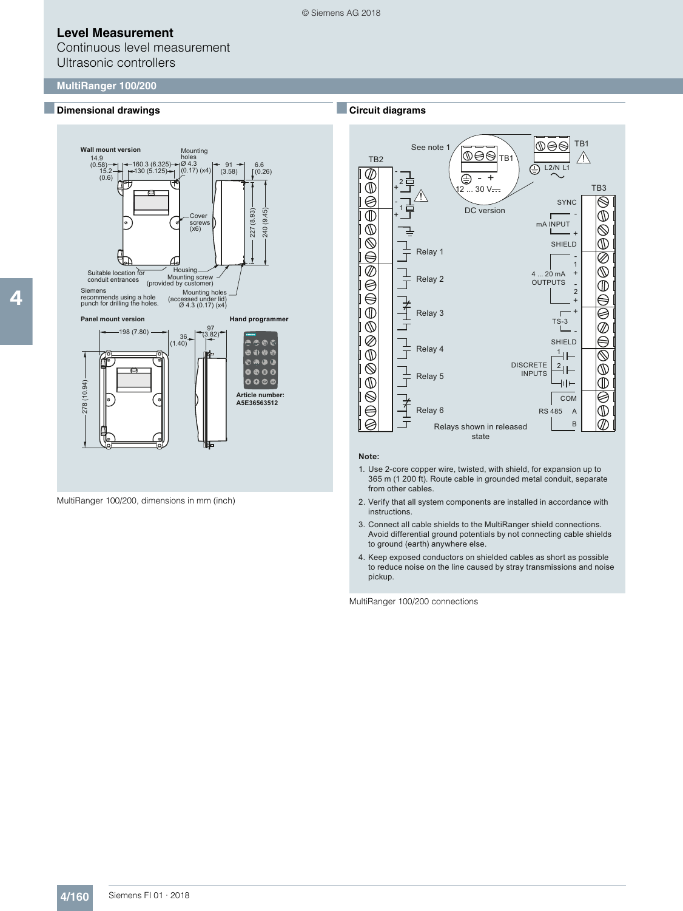# Level Measurement

Continuous level measurement
Ultrasonic controllers

## MultiRanger 100/200

### Dimensional drawings

Wall mount version

14.9 (0.58)
15.2 (0.6)
160.3 (6.325)
130 (5.125)
Mounting holes Ø 4.3 (0.17) (x4)
91 (3.58)
6.6 (0.26)
227 (8.93)
240 (9.45)
Cover screws (x6)
Suitable location for conduit entrances
Housing
Mounting screw (provided by customer)
Siemens recommends using a hole punch for drilling the holes.
Mounting holes (accessed under lid) Ø 4.3 (0.17) (x4)

Panel mount version

198 (7.80)
36 (1.40)
97 (3.82)
278 (10.94)

Hand programmer

Article number: A5E36563512

MultiRanger 100/200, dimensions in mm (inch)

### Circuit diagrams

See note 1
TB2
TB1
TB1
L2/N L1
12 ... 30 V
DC version
TB3
SYNC
mA INPUT
SHIELD
Relay 1
Relay 2
Relay 3
Relay 4
Relay 5
Relay 6
4 ... 20 mA OUTPUTS
TS-3
SHIELD
DISCRETE INPUTS
COM
RS 485 A B
Relays shown in released state

**Note:**

1. Use 2-core copper wire, twisted, with shield, for expansion up to 365 m (1 200 ft). Route cable in grounded metal conduit, separate from other cables.
2. Verify that all system components are installed in accordance with instructions.
3. Connect all cable shields to the MultiRanger shield connections. Avoid differential ground potentials by not connecting cable shields to ground (earth) anywhere else.
4. Keep exposed conductors on shielded cables as short as possible to reduce noise on the line caused by stray transmissions and noise pickup.

MultiRanger 100/200 connections